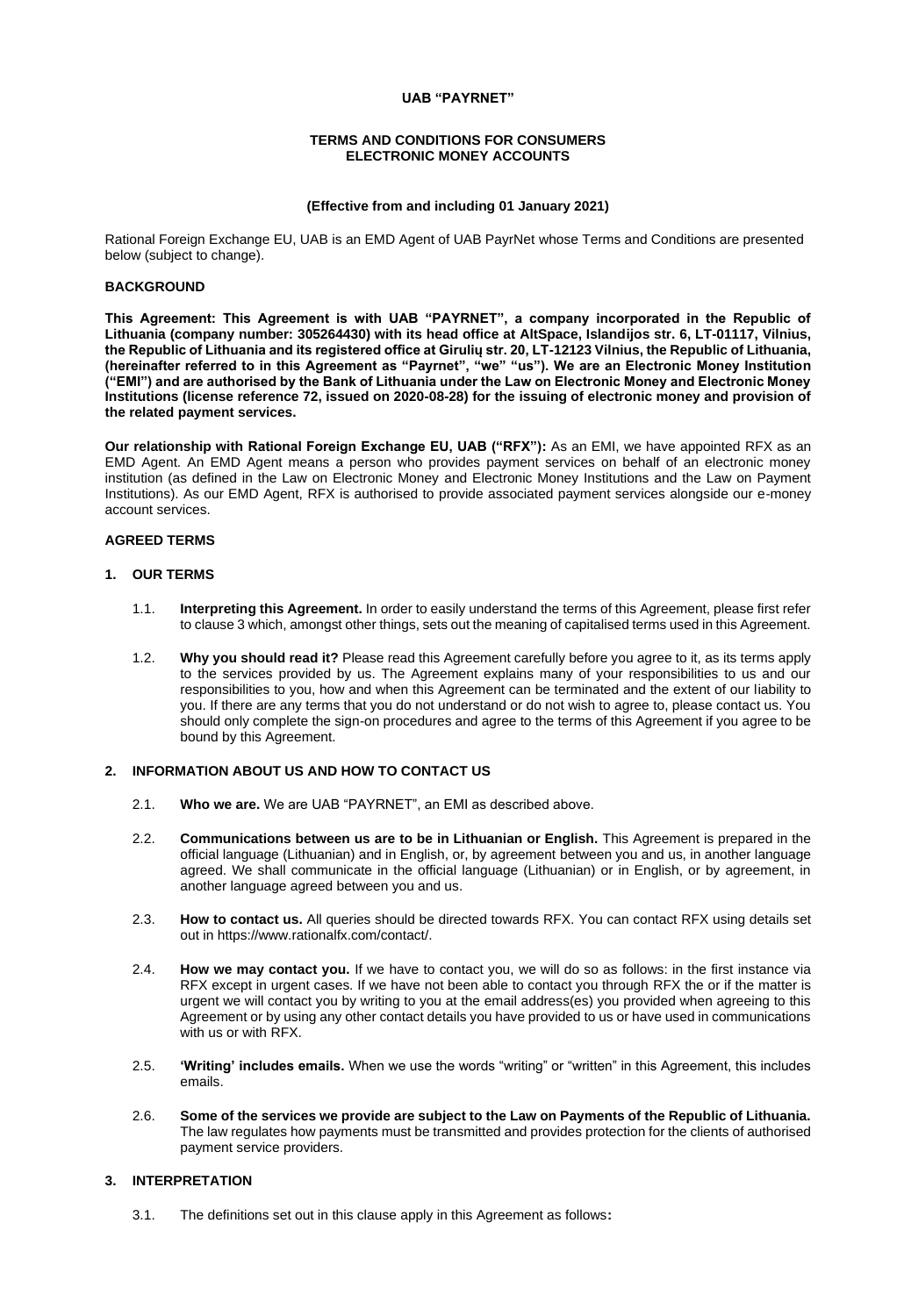**UAB "PAYRNET"**

**TERMS AND CONDITIONS FOR CONSUMERS**
**ELECTRONIC MONEY ACCOUNTS**

**(Effective from and including 01 January 2021)**

Rational Foreign Exchange EU, UAB is an EMD Agent of UAB PayrNet whose Terms and Conditions are presented below (subject to change).

## BACKGROUND

**This Agreement: This Agreement is with UAB "PAYRNET", a company incorporated in the Republic of Lithuania (company number: 305264430) with its head office at AltSpace, Islandijos str. 6, LT-01117, Vilnius, the Republic of Lithuania and its registered office at Girulių str. 20, LT-12123 Vilnius, the Republic of Lithuania, (hereinafter referred to in this Agreement as "Payrnet", "we" "us"). We are an Electronic Money Institution ("EMI") and are authorised by the Bank of Lithuania under the Law on Electronic Money and Electronic Money Institutions (license reference 72, issued on 2020-08-28) for the issuing of electronic money and provision of the related payment services.**

**Our relationship with Rational Foreign Exchange EU, UAB ("RFX"):** As an EMI, we have appointed RFX as an EMD Agent. An EMD Agent means a person who provides payment services on behalf of an electronic money institution (as defined in the Law on Electronic Money and Electronic Money Institutions and the Law on Payment Institutions). As our EMD Agent, RFX is authorised to provide associated payment services alongside our e-money account services.

## AGREED TERMS

### 1. OUR TERMS

1.1. **Interpreting this Agreement.** In order to easily understand the terms of this Agreement, please first refer to clause 3 which, amongst other things, sets out the meaning of capitalised terms used in this Agreement.

1.2. **Why you should read it?** Please read this Agreement carefully before you agree to it, as its terms apply to the services provided by us. The Agreement explains many of your responsibilities to us and our responsibilities to you, how and when this Agreement can be terminated and the extent of our liability to you. If there are any terms that you do not understand or do not wish to agree to, please contact us. You should only complete the sign-on procedures and agree to the terms of this Agreement if you agree to be bound by this Agreement.

### 2. INFORMATION ABOUT US AND HOW TO CONTACT US

2.1. **Who we are.** We are UAB "PAYRNET", an EMI as described above.

2.2. **Communications between us are to be in Lithuanian or English.** This Agreement is prepared in the official language (Lithuanian) and in English, or, by agreement between you and us, in another language agreed. We shall communicate in the official language (Lithuanian) or in English, or by agreement, in another language agreed between you and us.

2.3. **How to contact us.** All queries should be directed towards RFX. You can contact RFX using details set out in https://www.rationalfx.com/contact/.

2.4. **How we may contact you.** If we have to contact you, we will do so as follows: in the first instance via RFX except in urgent cases. If we have not been able to contact you through RFX the or if the matter is urgent we will contact you by writing to you at the email address(es) you provided when agreeing to this Agreement or by using any other contact details you have provided to us or have used in communications with us or with RFX.

2.5. **'Writing' includes emails.** When we use the words "writing" or "written" in this Agreement, this includes emails.

2.6. **Some of the services we provide are subject to the Law on Payments of the Republic of Lithuania.** The law regulates how payments must be transmitted and provides protection for the clients of authorised payment service providers.

### 3. INTERPRETATION

3.1. The definitions set out in this clause apply in this Agreement as follows**:**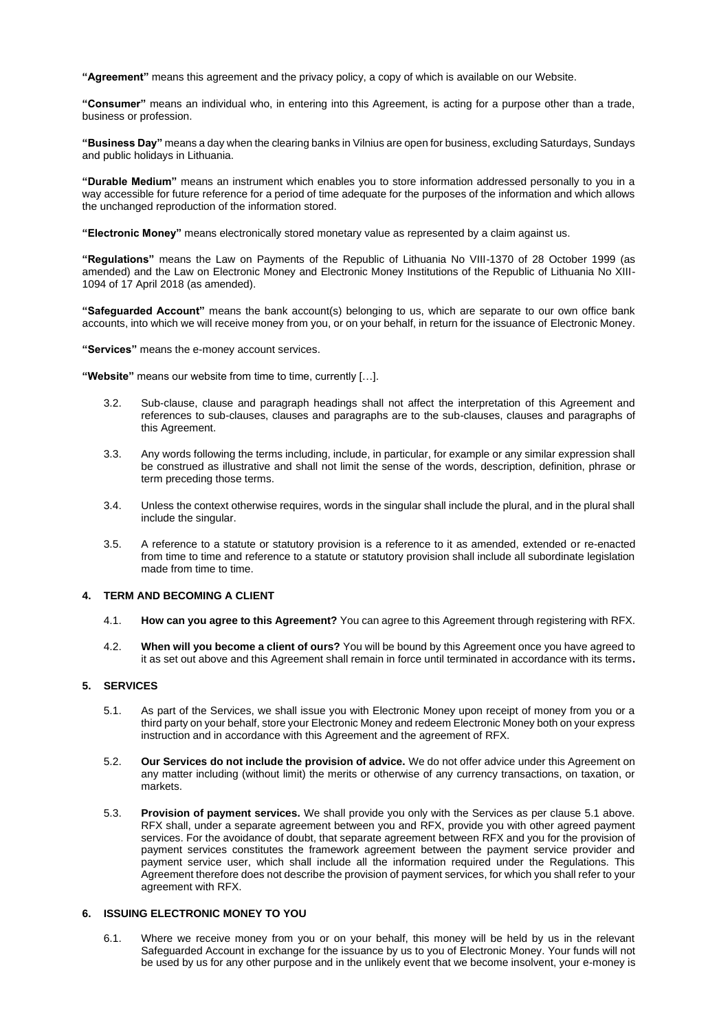**"Agreement"** means this agreement and the privacy policy, a copy of which is available on our Website.

**"Consumer"** means an individual who, in entering into this Agreement, is acting for a purpose other than a trade, business or profession.

**"Business Day"** means a day when the clearing banks in Vilnius are open for business, excluding Saturdays, Sundays and public holidays in Lithuania.

**"Durable Medium"** means an instrument which enables you to store information addressed personally to you in a way accessible for future reference for a period of time adequate for the purposes of the information and which allows the unchanged reproduction of the information stored.

**"Electronic Money"** means electronically stored monetary value as represented by a claim against us.

**"Regulations"** means the Law on Payments of the Republic of Lithuania No VIII-1370 of 28 October 1999 (as amended) and the Law on Electronic Money and Electronic Money Institutions of the Republic of Lithuania No XIII-1094 of 17 April 2018 (as amended).

**"Safeguarded Account"** means the bank account(s) belonging to us, which are separate to our own office bank accounts, into which we will receive money from you, or on your behalf, in return for the issuance of Electronic Money.

**"Services"** means the e-money account services.

**"Website"** means our website from time to time, currently […].

3.2. Sub-clause, clause and paragraph headings shall not affect the interpretation of this Agreement and references to sub-clauses, clauses and paragraphs are to the sub-clauses, clauses and paragraphs of this Agreement.

3.3. Any words following the terms including, include, in particular, for example or any similar expression shall be construed as illustrative and shall not limit the sense of the words, description, definition, phrase or term preceding those terms.

3.4. Unless the context otherwise requires, words in the singular shall include the plural, and in the plural shall include the singular.

3.5. A reference to a statute or statutory provision is a reference to it as amended, extended or re-enacted from time to time and reference to a statute or statutory provision shall include all subordinate legislation made from time to time.

## 4. TERM AND BECOMING A CLIENT

4.1. **How can you agree to this Agreement?** You can agree to this Agreement through registering with RFX.

4.2. **When will you become a client of ours?** You will be bound by this Agreement once you have agreed to it as set out above and this Agreement shall remain in force until terminated in accordance with its terms**.**

## 5. SERVICES

5.1. As part of the Services, we shall issue you with Electronic Money upon receipt of money from you or a third party on your behalf, store your Electronic Money and redeem Electronic Money both on your express instruction and in accordance with this Agreement and the agreement of RFX.

5.2. **Our Services do not include the provision of advice.** We do not offer advice under this Agreement on any matter including (without limit) the merits or otherwise of any currency transactions, on taxation, or markets.

5.3. **Provision of payment services.** We shall provide you only with the Services as per clause 5.1 above. RFX shall, under a separate agreement between you and RFX, provide you with other agreed payment services. For the avoidance of doubt, that separate agreement between RFX and you for the provision of payment services constitutes the framework agreement between the payment service provider and payment service user, which shall include all the information required under the Regulations. This Agreement therefore does not describe the provision of payment services, for which you shall refer to your agreement with RFX.

## 6. ISSUING ELECTRONIC MONEY TO YOU

6.1. Where we receive money from you or on your behalf, this money will be held by us in the relevant Safeguarded Account in exchange for the issuance by us to you of Electronic Money. Your funds will not be used by us for any other purpose and in the unlikely event that we become insolvent, your e-money is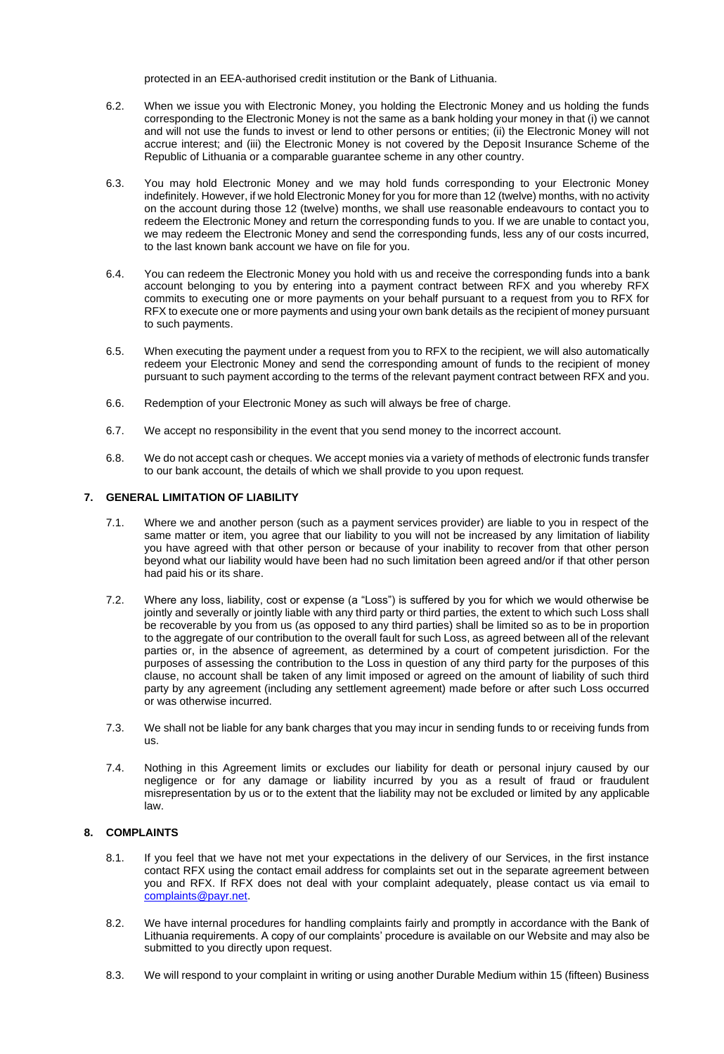protected in an EEA-authorised credit institution or the Bank of Lithuania.

6.2. When we issue you with Electronic Money, you holding the Electronic Money and us holding the funds corresponding to the Electronic Money is not the same as a bank holding your money in that (i) we cannot and will not use the funds to invest or lend to other persons or entities; (ii) the Electronic Money will not accrue interest; and (iii) the Electronic Money is not covered by the Deposit Insurance Scheme of the Republic of Lithuania or a comparable guarantee scheme in any other country.

6.3. You may hold Electronic Money and we may hold funds corresponding to your Electronic Money indefinitely. However, if we hold Electronic Money for you for more than 12 (twelve) months, with no activity on the account during those 12 (twelve) months, we shall use reasonable endeavours to contact you to redeem the Electronic Money and return the corresponding funds to you. If we are unable to contact you, we may redeem the Electronic Money and send the corresponding funds, less any of our costs incurred, to the last known bank account we have on file for you.

6.4. You can redeem the Electronic Money you hold with us and receive the corresponding funds into a bank account belonging to you by entering into a payment contract between RFX and you whereby RFX commits to executing one or more payments on your behalf pursuant to a request from you to RFX for RFX to execute one or more payments and using your own bank details as the recipient of money pursuant to such payments.

6.5. When executing the payment under a request from you to RFX to the recipient, we will also automatically redeem your Electronic Money and send the corresponding amount of funds to the recipient of money pursuant to such payment according to the terms of the relevant payment contract between RFX and you.

6.6. Redemption of your Electronic Money as such will always be free of charge.

6.7. We accept no responsibility in the event that you send money to the incorrect account.

6.8. We do not accept cash or cheques. We accept monies via a variety of methods of electronic funds transfer to our bank account, the details of which we shall provide to you upon request.

## 7. GENERAL LIMITATION OF LIABILITY

7.1. Where we and another person (such as a payment services provider) are liable to you in respect of the same matter or item, you agree that our liability to you will not be increased by any limitation of liability you have agreed with that other person or because of your inability to recover from that other person beyond what our liability would have been had no such limitation been agreed and/or if that other person had paid his or its share.

7.2. Where any loss, liability, cost or expense (a "Loss") is suffered by you for which we would otherwise be jointly and severally or jointly liable with any third party or third parties, the extent to which such Loss shall be recoverable by you from us (as opposed to any third parties) shall be limited so as to be in proportion to the aggregate of our contribution to the overall fault for such Loss, as agreed between all of the relevant parties or, in the absence of agreement, as determined by a court of competent jurisdiction. For the purposes of assessing the contribution to the Loss in question of any third party for the purposes of this clause, no account shall be taken of any limit imposed or agreed on the amount of liability of such third party by any agreement (including any settlement agreement) made before or after such Loss occurred or was otherwise incurred.

7.3. We shall not be liable for any bank charges that you may incur in sending funds to or receiving funds from us.

7.4. Nothing in this Agreement limits or excludes our liability for death or personal injury caused by our negligence or for any damage or liability incurred by you as a result of fraud or fraudulent misrepresentation by us or to the extent that the liability may not be excluded or limited by any applicable law.

## 8. COMPLAINTS

8.1. If you feel that we have not met your expectations in the delivery of our Services, in the first instance contact RFX using the contact email address for complaints set out in the separate agreement between you and RFX. If RFX does not deal with your complaint adequately, please contact us via email to complaints@payr.net.

8.2. We have internal procedures for handling complaints fairly and promptly in accordance with the Bank of Lithuania requirements. A copy of our complaints' procedure is available on our Website and may also be submitted to you directly upon request.

8.3. We will respond to your complaint in writing or using another Durable Medium within 15 (fifteen) Business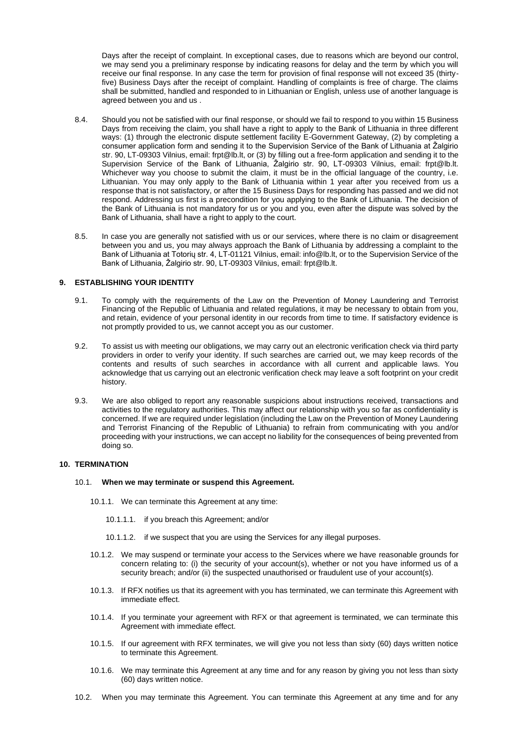Days after the receipt of complaint. In exceptional cases, due to reasons which are beyond our control, we may send you a preliminary response by indicating reasons for delay and the term by which you will receive our final response. In any case the term for provision of final response will not exceed 35 (thirty-five) Business Days after the receipt of complaint. Handling of complaints is free of charge. The claims shall be submitted, handled and responded to in Lithuanian or English, unless use of another language is agreed between you and us .

8.4. Should you not be satisfied with our final response, or should we fail to respond to you within 15 Business Days from receiving the claim, you shall have a right to apply to the Bank of Lithuania in three different ways: (1) through the electronic dispute settlement facility E-Government Gateway, (2) by completing a consumer application form and sending it to the Supervision Service of the Bank of Lithuania at Žalgirio str. 90, LT-09303 Vilnius, email: frpt@lb.lt, or (3) by filling out a free-form application and sending it to the Supervision Service of the Bank of Lithuania, Žalgirio str. 90, LT-09303 Vilnius, email: frpt@lb.lt. Whichever way you choose to submit the claim, it must be in the official language of the country, i.e. Lithuanian. You may only apply to the Bank of Lithuania within 1 year after you received from us a response that is not satisfactory, or after the 15 Business Days for responding has passed and we did not respond. Addressing us first is a precondition for you applying to the Bank of Lithuania. The decision of the Bank of Lithuania is not mandatory for us or you and you, even after the dispute was solved by the Bank of Lithuania, shall have a right to apply to the court.

8.5. In case you are generally not satisfied with us or our services, where there is no claim or disagreement between you and us, you may always approach the Bank of Lithuania by addressing a complaint to the Bank of Lithuania at Totorių str. 4, LT-01121 Vilnius, email: info@lb.lt, or to the Supervision Service of the Bank of Lithuania, Žalgirio str. 90, LT-09303 Vilnius, email: frpt@lb.lt.

## 9. ESTABLISHING YOUR IDENTITY

9.1. To comply with the requirements of the Law on the Prevention of Money Laundering and Terrorist Financing of the Republic of Lithuania and related regulations, it may be necessary to obtain from you, and retain, evidence of your personal identity in our records from time to time. If satisfactory evidence is not promptly provided to us, we cannot accept you as our customer.

9.2. To assist us with meeting our obligations, we may carry out an electronic verification check via third party providers in order to verify your identity. If such searches are carried out, we may keep records of the contents and results of such searches in accordance with all current and applicable laws. You acknowledge that us carrying out an electronic verification check may leave a soft footprint on your credit history.

9.3. We are also obliged to report any reasonable suspicions about instructions received, transactions and activities to the regulatory authorities. This may affect our relationship with you so far as confidentiality is concerned. If we are required under legislation (including the Law on the Prevention of Money Laundering and Terrorist Financing of the Republic of Lithuania) to refrain from communicating with you and/or proceeding with your instructions, we can accept no liability for the consequences of being prevented from doing so.

## 10. TERMINATION

10.1. **When we may terminate or suspend this Agreement.**

10.1.1. We can terminate this Agreement at any time:

10.1.1.1. if you breach this Agreement; and/or

10.1.1.2. if we suspect that you are using the Services for any illegal purposes.

10.1.2. We may suspend or terminate your access to the Services where we have reasonable grounds for concern relating to: (i) the security of your account(s), whether or not you have informed us of a security breach; and/or (ii) the suspected unauthorised or fraudulent use of your account(s).

10.1.3. If RFX notifies us that its agreement with you has terminated, we can terminate this Agreement with immediate effect.

10.1.4. If you terminate your agreement with RFX or that agreement is terminated, we can terminate this Agreement with immediate effect.

10.1.5. If our agreement with RFX terminates, we will give you not less than sixty (60) days written notice to terminate this Agreement.

10.1.6. We may terminate this Agreement at any time and for any reason by giving you not less than sixty (60) days written notice.

10.2. When you may terminate this Agreement. You can terminate this Agreement at any time and for any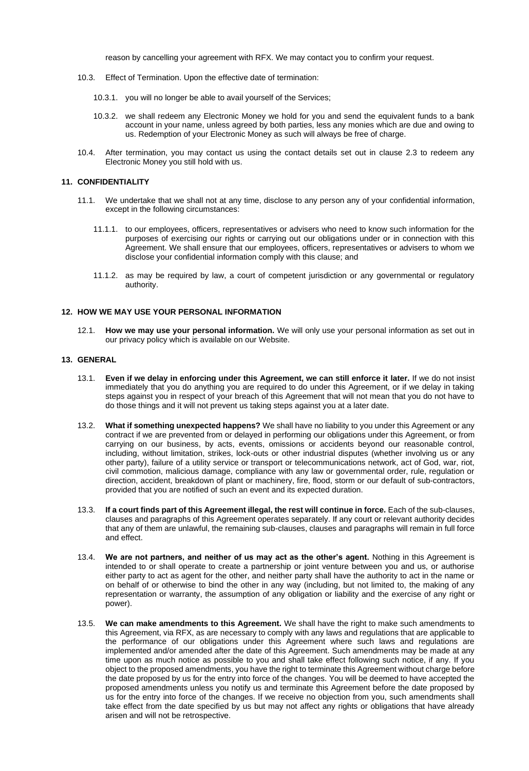reason by cancelling your agreement with RFX. We may contact you to confirm your request.

10.3. Effect of Termination. Upon the effective date of termination:

10.3.1. you will no longer be able to avail yourself of the Services;

10.3.2. we shall redeem any Electronic Money we hold for you and send the equivalent funds to a bank account in your name, unless agreed by both parties, less any monies which are due and owing to us. Redemption of your Electronic Money as such will always be free of charge.

10.4. After termination, you may contact us using the contact details set out in clause 2.3 to redeem any Electronic Money you still hold with us.

## 11. CONFIDENTIALITY

11.1. We undertake that we shall not at any time, disclose to any person any of your confidential information, except in the following circumstances:

11.1.1. to our employees, officers, representatives or advisers who need to know such information for the purposes of exercising our rights or carrying out our obligations under or in connection with this Agreement. We shall ensure that our employees, officers, representatives or advisers to whom we disclose your confidential information comply with this clause; and

11.1.2. as may be required by law, a court of competent jurisdiction or any governmental or regulatory authority.

## 12. HOW WE MAY USE YOUR PERSONAL INFORMATION

12.1. **How we may use your personal information.** We will only use your personal information as set out in our privacy policy which is available on our Website.

## 13. GENERAL

13.1. **Even if we delay in enforcing under this Agreement, we can still enforce it later.** If we do not insist immediately that you do anything you are required to do under this Agreement, or if we delay in taking steps against you in respect of your breach of this Agreement that will not mean that you do not have to do those things and it will not prevent us taking steps against you at a later date.

13.2. **What if something unexpected happens?** We shall have no liability to you under this Agreement or any contract if we are prevented from or delayed in performing our obligations under this Agreement, or from carrying on our business, by acts, events, omissions or accidents beyond our reasonable control, including, without limitation, strikes, lock-outs or other industrial disputes (whether involving us or any other party), failure of a utility service or transport or telecommunications network, act of God, war, riot, civil commotion, malicious damage, compliance with any law or governmental order, rule, regulation or direction, accident, breakdown of plant or machinery, fire, flood, storm or our default of sub-contractors, provided that you are notified of such an event and its expected duration.

13.3. **If a court finds part of this Agreement illegal, the rest will continue in force.** Each of the sub-clauses, clauses and paragraphs of this Agreement operates separately. If any court or relevant authority decides that any of them are unlawful, the remaining sub-clauses, clauses and paragraphs will remain in full force and effect.

13.4. **We are not partners, and neither of us may act as the other's agent.** Nothing in this Agreement is intended to or shall operate to create a partnership or joint venture between you and us, or authorise either party to act as agent for the other, and neither party shall have the authority to act in the name or on behalf of or otherwise to bind the other in any way (including, but not limited to, the making of any representation or warranty, the assumption of any obligation or liability and the exercise of any right or power).

13.5. **We can make amendments to this Agreement.** We shall have the right to make such amendments to this Agreement, via RFX, as are necessary to comply with any laws and regulations that are applicable to the performance of our obligations under this Agreement where such laws and regulations are implemented and/or amended after the date of this Agreement. Such amendments may be made at any time upon as much notice as possible to you and shall take effect following such notice, if any. If you object to the proposed amendments, you have the right to terminate this Agreement without charge before the date proposed by us for the entry into force of the changes. You will be deemed to have accepted the proposed amendments unless you notify us and terminate this Agreement before the date proposed by us for the entry into force of the changes. If we receive no objection from you, such amendments shall take effect from the date specified by us but may not affect any rights or obligations that have already arisen and will not be retrospective.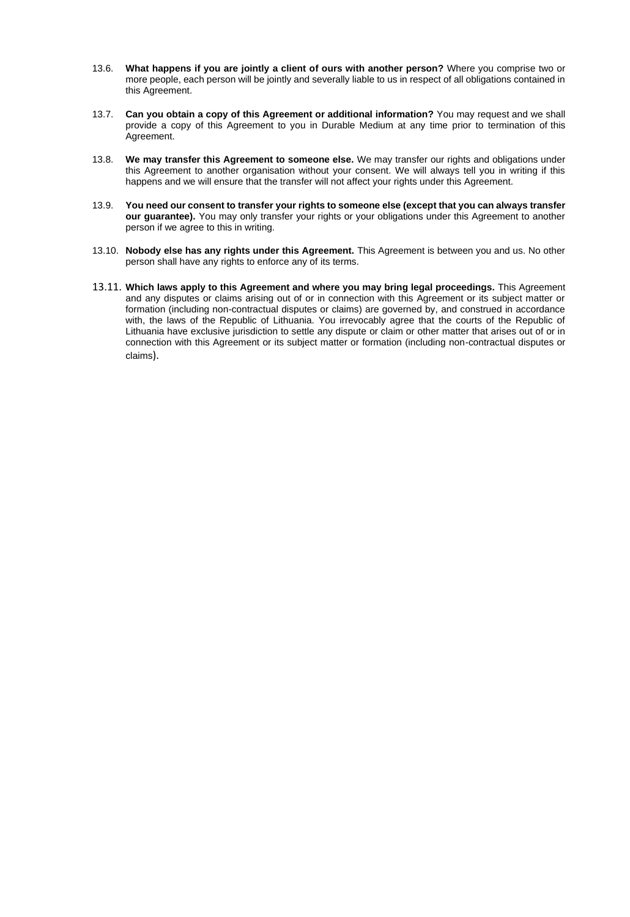13.6. **What happens if you are jointly a client of ours with another person?** Where you comprise two or more people, each person will be jointly and severally liable to us in respect of all obligations contained in this Agreement.

13.7. **Can you obtain a copy of this Agreement or additional information?** You may request and we shall provide a copy of this Agreement to you in Durable Medium at any time prior to termination of this Agreement.

13.8. **We may transfer this Agreement to someone else.** We may transfer our rights and obligations under this Agreement to another organisation without your consent. We will always tell you in writing if this happens and we will ensure that the transfer will not affect your rights under this Agreement.

13.9. **You need our consent to transfer your rights to someone else (except that you can always transfer our guarantee).** You may only transfer your rights or your obligations under this Agreement to another person if we agree to this in writing.

13.10. **Nobody else has any rights under this Agreement.** This Agreement is between you and us. No other person shall have any rights to enforce any of its terms.

13.11. **Which laws apply to this Agreement and where you may bring legal proceedings.** This Agreement and any disputes or claims arising out of or in connection with this Agreement or its subject matter or formation (including non-contractual disputes or claims) are governed by, and construed in accordance with, the laws of the Republic of Lithuania. You irrevocably agree that the courts of the Republic of Lithuania have exclusive jurisdiction to settle any dispute or claim or other matter that arises out of or in connection with this Agreement or its subject matter or formation (including non-contractual disputes or claims).